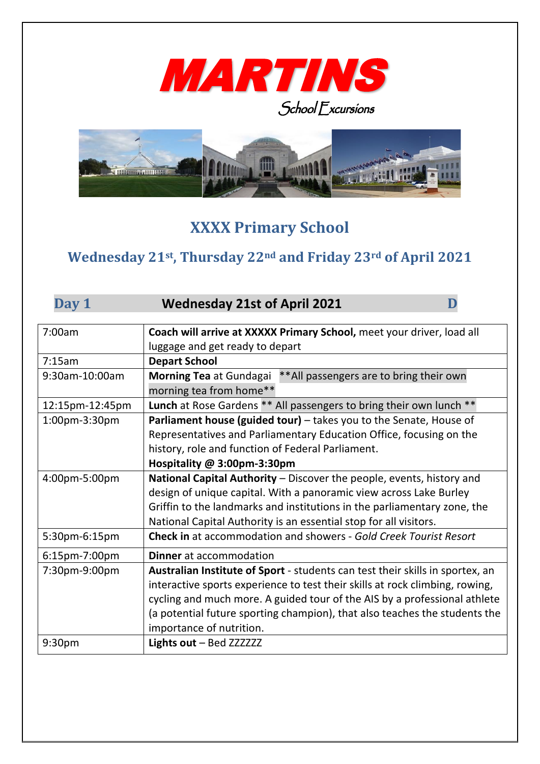# MARTINS

*School Excursions*

## XXXX Primary School

### Wednesday 21st, Thursday 22nd and Friday 23rd of April 2021

**Day 1** **Wednesday 21st of April 2021** **D**

| | |
|---|---|
| 7:00am | **Coach will arrive at XXXXX Primary School,** meet your driver, load all luggage and get ready to depart |
| 7:15am | **Depart School** |
| 9:30am-10:00am | **Morning Tea** at Gundagai **All passengers are to bring their own morning tea from home** |
| 12:15pm-12:45pm | **Lunch** at Rose Gardens ** All passengers to bring their own lunch ** |
| 1:00pm-3:30pm | **Parliament house (guided tour)** – takes you to the Senate, House of Representatives and Parliamentary Education Office, focusing on the history, role and function of Federal Parliament. **Hospitality @ 3:00pm-3:30pm** |
| 4:00pm-5:00pm | **National Capital Authority** – Discover the people, events, history and design of unique capital. With a panoramic view across Lake Burley Griffin to the landmarks and institutions in the parliamentary zone, the National Capital Authority is an essential stop for all visitors. |
| 5:30pm-6:15pm | **Check in** at accommodation and showers - *Gold Creek Tourist Resort* |
| 6:15pm-7:00pm | **Dinner** at accommodation |
| 7:30pm-9:00pm | **Australian Institute of Sport** - students can test their skills in sportex, an interactive sports experience to test their skills at rock climbing, rowing, cycling and much more. A guided tour of the AIS by a professional athlete (a potential future sporting champion), that also teaches the students the importance of nutrition. |
| 9:30pm | **Lights out** – Bed ZZZZZZ |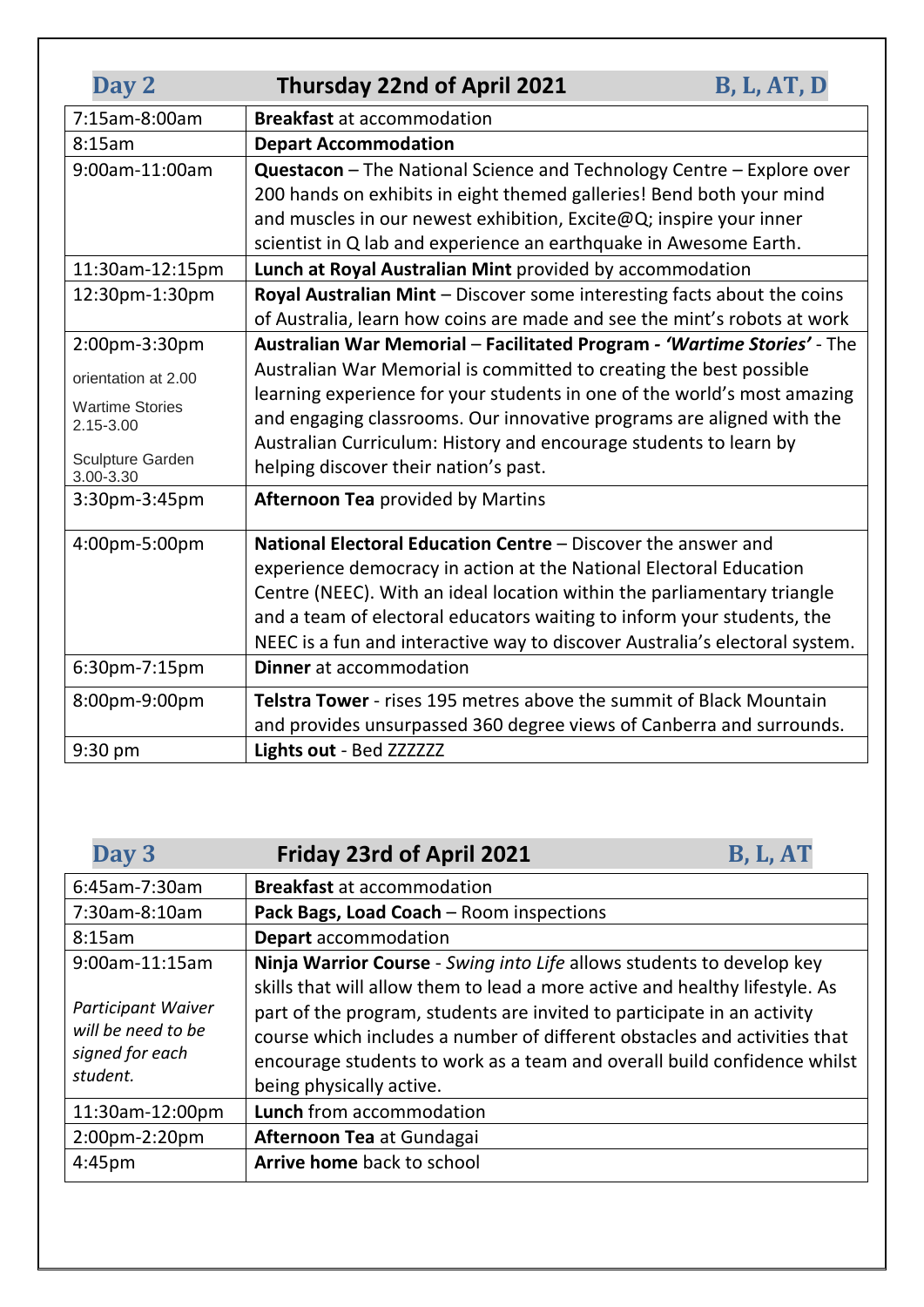## Day 2 — Thursday 22nd of April 2021 — B, L, AT, D

| | |
|---|---|
| 7:15am-8:00am | **Breakfast** at accommodation |
| 8:15am | **Depart Accommodation** |
| 9:00am-11:00am | **Questacon** – The National Science and Technology Centre – Explore over 200 hands on exhibits in eight themed galleries! Bend both your mind and muscles in our newest exhibition, Excite@Q; inspire your inner scientist in Q lab and experience an earthquake in Awesome Earth. |
| 11:30am-12:15pm | **Lunch at Royal Australian Mint** provided by accommodation |
| 12:30pm-1:30pm | **Royal Australian Mint** – Discover some interesting facts about the coins of Australia, learn how coins are made and see the mint's robots at work |
| 2:00pm-3:30pm<br>orientation at 2.00<br>Wartime Stories 2.15-3.00<br>Sculpture Garden 3.00-3.30 | **Australian War Memorial – Facilitated Program - *'Wartime Stories'*** - The Australian War Memorial is committed to creating the best possible learning experience for your students in one of the world's most amazing and engaging classrooms. Our innovative programs are aligned with the Australian Curriculum: History and encourage students to learn by helping discover their nation's past. |
| 3:30pm-3:45pm | **Afternoon Tea** provided by Martins |
| 4:00pm-5:00pm | **National Electoral Education Centre** – Discover the answer and experience democracy in action at the National Electoral Education Centre (NEEC). With an ideal location within the parliamentary triangle and a team of electoral educators waiting to inform your students, the NEEC is a fun and interactive way to discover Australia's electoral system. |
| 6:30pm-7:15pm | **Dinner** at accommodation |
| 8:00pm-9:00pm | **Telstra Tower** - rises 195 metres above the summit of Black Mountain and provides unsurpassed 360 degree views of Canberra and surrounds. |
| 9:30 pm | **Lights out** - Bed ZZZZZZ |

## Day 3 — Friday 23rd of April 2021 — B, L, AT

| | |
|---|---|
| 6:45am-7:30am | **Breakfast** at accommodation |
| 7:30am-8:10am | **Pack Bags, Load Coach** – Room inspections |
| 8:15am | **Depart** accommodation |
| 9:00am-11:15am<br>*Participant Waiver will be need to be signed for each student.* | **Ninja Warrior Course** - *Swing into Life* allows students to develop key skills that will allow them to lead a more active and healthy lifestyle. As part of the program, students are invited to participate in an activity course which includes a number of different obstacles and activities that encourage students to work as a team and overall build confidence whilst being physically active. |
| 11:30am-12:00pm | **Lunch** from accommodation |
| 2:00pm-2:20pm | **Afternoon Tea** at Gundagai |
| 4:45pm | **Arrive home** back to school |